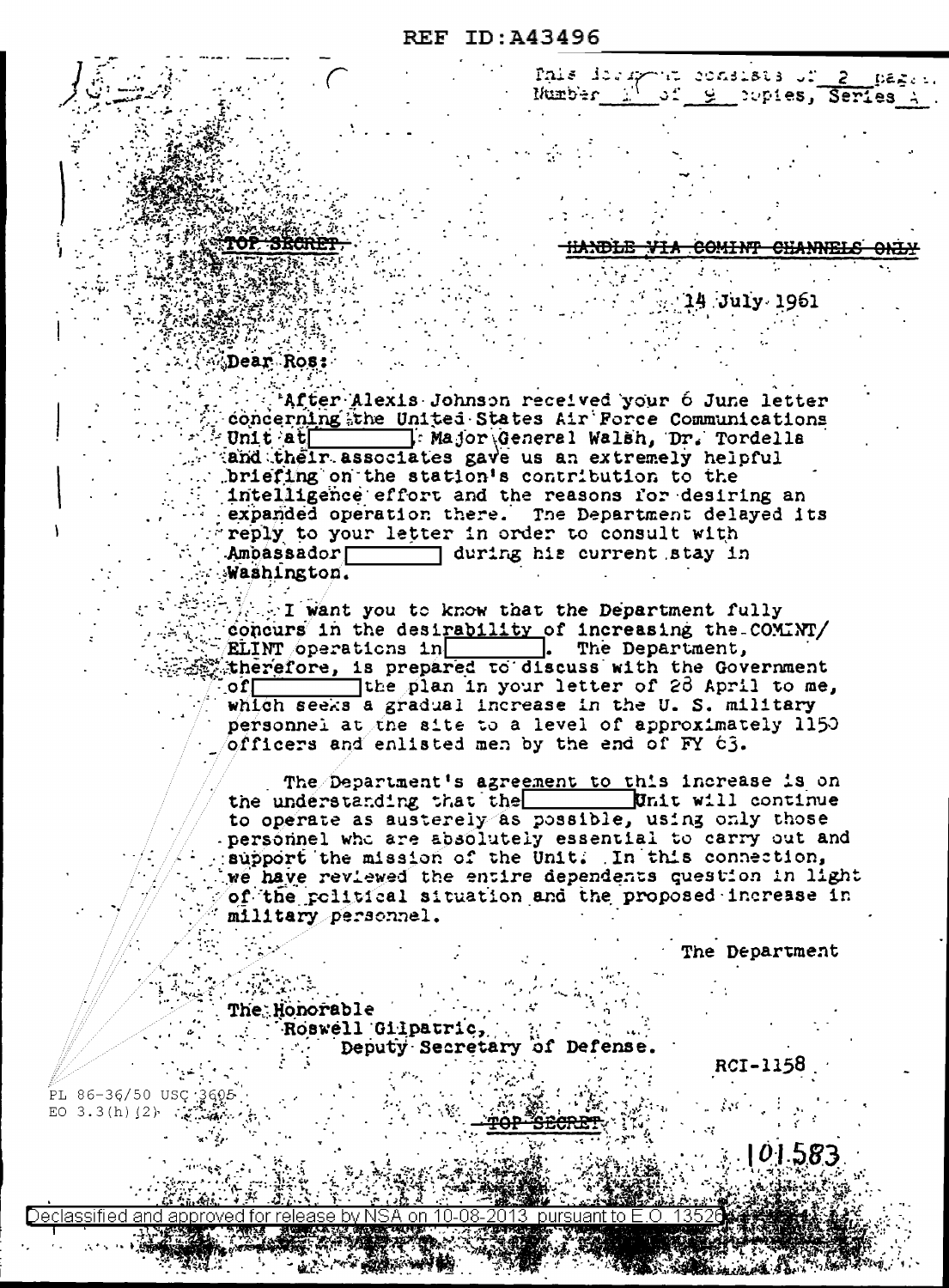REF ID:A43496

This document consists of 2 pages. Number 1 of 9 copies, Series A.

TOP SECRET

HANDLE VIA COMINT CHANNELS ONLY

14 July 1961

Dear Ros:

After Alexis Johnson received your 6 June letter concerning the United States Air Force Communications Unit at [ ] Major General Walsh, Dr. Tordella and their associates gave us an extremely helpful briefing on the station's contribution to the intelligence effort and the reasons for desiring an expanded operation there. The Department delayed its reply to your letter in order to consult with Ambassador [ ] during his current stay in Washington.

I want you to know that the Department fully concurs in the desirability of increasing the COMINT/ELINT operations in [ ]. The Department, therefore, is prepared to discuss with the Government of [ ] the plan in your letter of 28 April to me, which seeks a gradual increase in the U. S. military personnel at the site to a level of approximately 1150 officers and enlisted men by the end of FY 63.

The Department's agreement to this increase is on the understanding that the [ ] Unit will continue to operate as austerely as possible, using only those personnel who are absolutely essential to carry out and support the mission of the Unit. In this connection, we have reviewed the entire dependents question in light of the political situation and the proposed increase in military personnel.

The Department

The Honorable
Roswell Gilpatric,
Deputy Secretary of Defense.

RCI-1158

PL 86-36/50 USC 3605
EO 3.3(h)(2)

TOP SECRET

101583

Declassified and approved for release by NSA on 10-08-2013 pursuant to E.O. 13526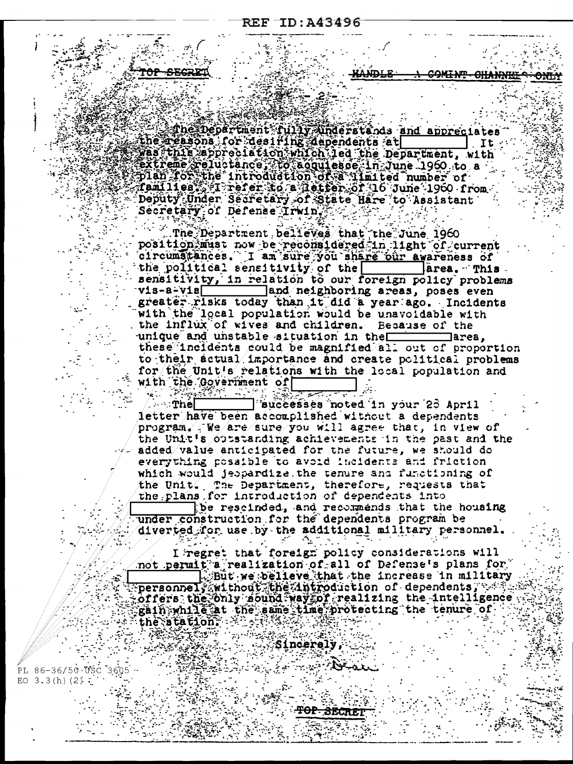REF ID:A43496

TOP SECRET HANDLE VIA COMINT CHANNELS ONLY

The Department fully understands and appreciates the reasons for desiring dependents at [ ]. It was this appreciation which led the Department, with extreme reluctance, to acquiesce in June 1960 to a plan for the introduction of a limited number of families. I refer to a letter of 16 June 1960 from Deputy Under Secretary of State Hare to Assistant Secretary of Defense Irwin.

The Department believes that the June 1960 position must now be reconsidered in light of current circumstances. I am sure you share our awareness of the political sensitivity of the [ ] area. This sensitivity, in relation to our foreign policy problems vis-a-vis [ ] and neighboring areas, poses even greater risks today than it did a year ago. Incidents with the local population would be unavoidable with the influx of wives and children. Because of the unique and unstable situation in the [ ] area, these incidents could be magnified all out of proportion to their actual importance and create political problems for the Unit's relations with the local population and with the Government of [ ].

The [ ] successes noted in your 28 April letter have been accomplished without a dependents program. We are sure you will agree that, in view of the Unit's outstanding achievements in the past and the added value anticipated for the future, we should do everything possible to avoid incidents and friction which would jeopardize the tenure and functioning of the Unit. The Department, therefore, requests that the plans for introduction of dependents into [ ] be rescinded, and recommends that the housing under construction for the dependents program be diverted for use by the additional military personnel.

I regret that foreign policy considerations will not permit a realization of all of Defense's plans for [ ]. But we believe that the increase in military personnel, without the introduction of dependents, offers the only sound way of realizing the intelligence gain while at the same time protecting the tenure of the station.

Sincerely,

PL 86-36/50 USC 3605
EO 3.3(h)(2)

TOP SECRET